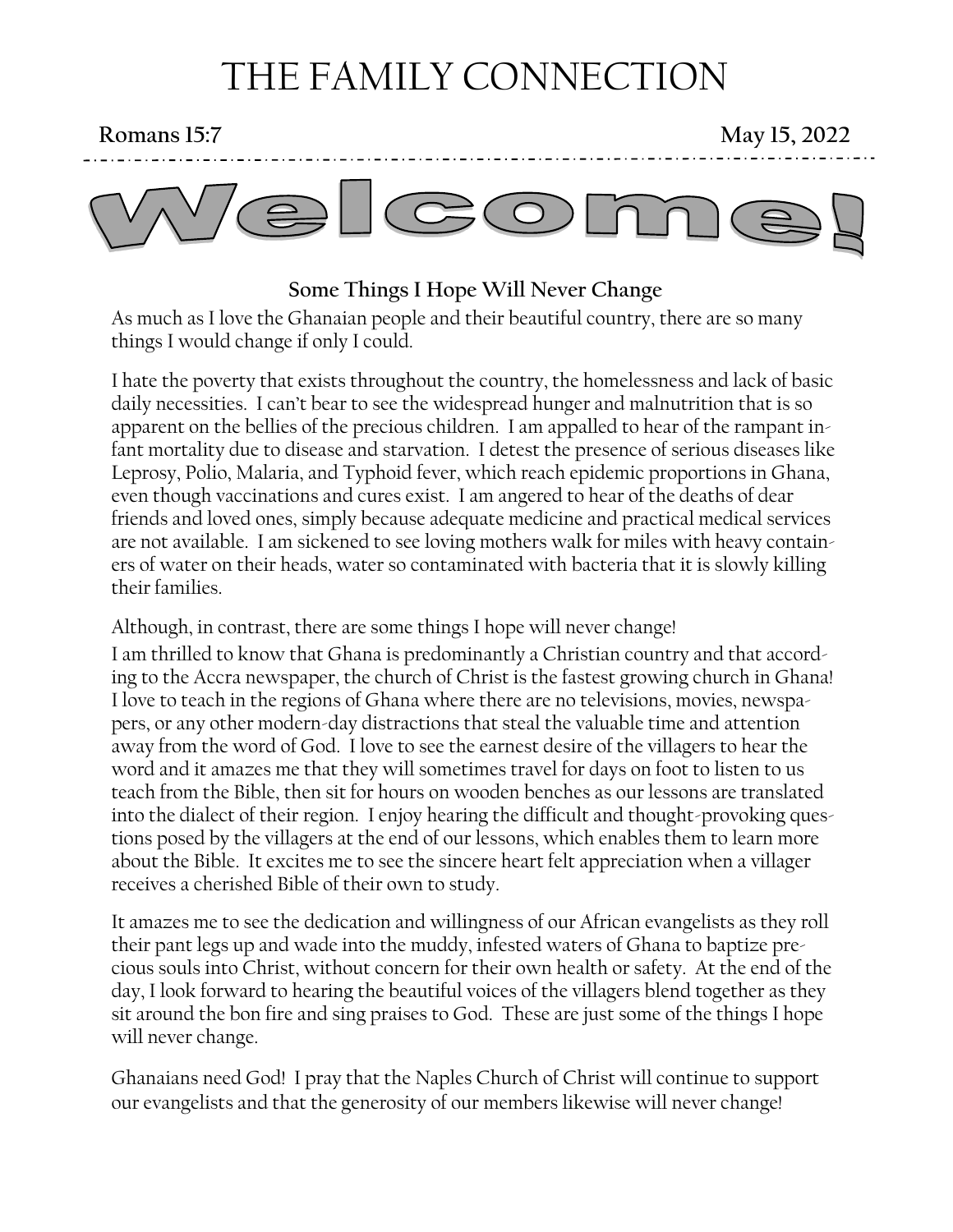# THE FAMILY CONNECTION

**Romans 15:7** **May 15, 2022**

# Welcome!

### Some Things I Hope Will Never Change

As much as I love the Ghanaian people and their beautiful country, there are so many things I would change if only I could.

I hate the poverty that exists throughout the country, the homelessness and lack of basic daily necessities. I can't bear to see the widespread hunger and malnutrition that is so apparent on the bellies of the precious children. I am appalled to hear of the rampant infant mortality due to disease and starvation. I detest the presence of serious diseases like Leprosy, Polio, Malaria, and Typhoid fever, which reach epidemic proportions in Ghana, even though vaccinations and cures exist. I am angered to hear of the deaths of dear friends and loved ones, simply because adequate medicine and practical medical services are not available. I am sickened to see loving mothers walk for miles with heavy containers of water on their heads, water so contaminated with bacteria that it is slowly killing their families.

Although, in contrast, there are some things I hope will never change!

I am thrilled to know that Ghana is predominantly a Christian country and that according to the Accra newspaper, the church of Christ is the fastest growing church in Ghana! I love to teach in the regions of Ghana where there are no televisions, movies, newspapers, or any other modern-day distractions that steal the valuable time and attention away from the word of God. I love to see the earnest desire of the villagers to hear the word and it amazes me that they will sometimes travel for days on foot to listen to us teach from the Bible, then sit for hours on wooden benches as our lessons are translated into the dialect of their region. I enjoy hearing the difficult and thought-provoking questions posed by the villagers at the end of our lessons, which enables them to learn more about the Bible. It excites me to see the sincere heart felt appreciation when a villager receives a cherished Bible of their own to study.

It amazes me to see the dedication and willingness of our African evangelists as they roll their pant legs up and wade into the muddy, infested waters of Ghana to baptize precious souls into Christ, without concern for their own health or safety. At the end of the day, I look forward to hearing the beautiful voices of the villagers blend together as they sit around the bon fire and sing praises to God. These are just some of the things I hope will never change.

Ghanaians need God! I pray that the Naples Church of Christ will continue to support our evangelists and that the generosity of our members likewise will never change!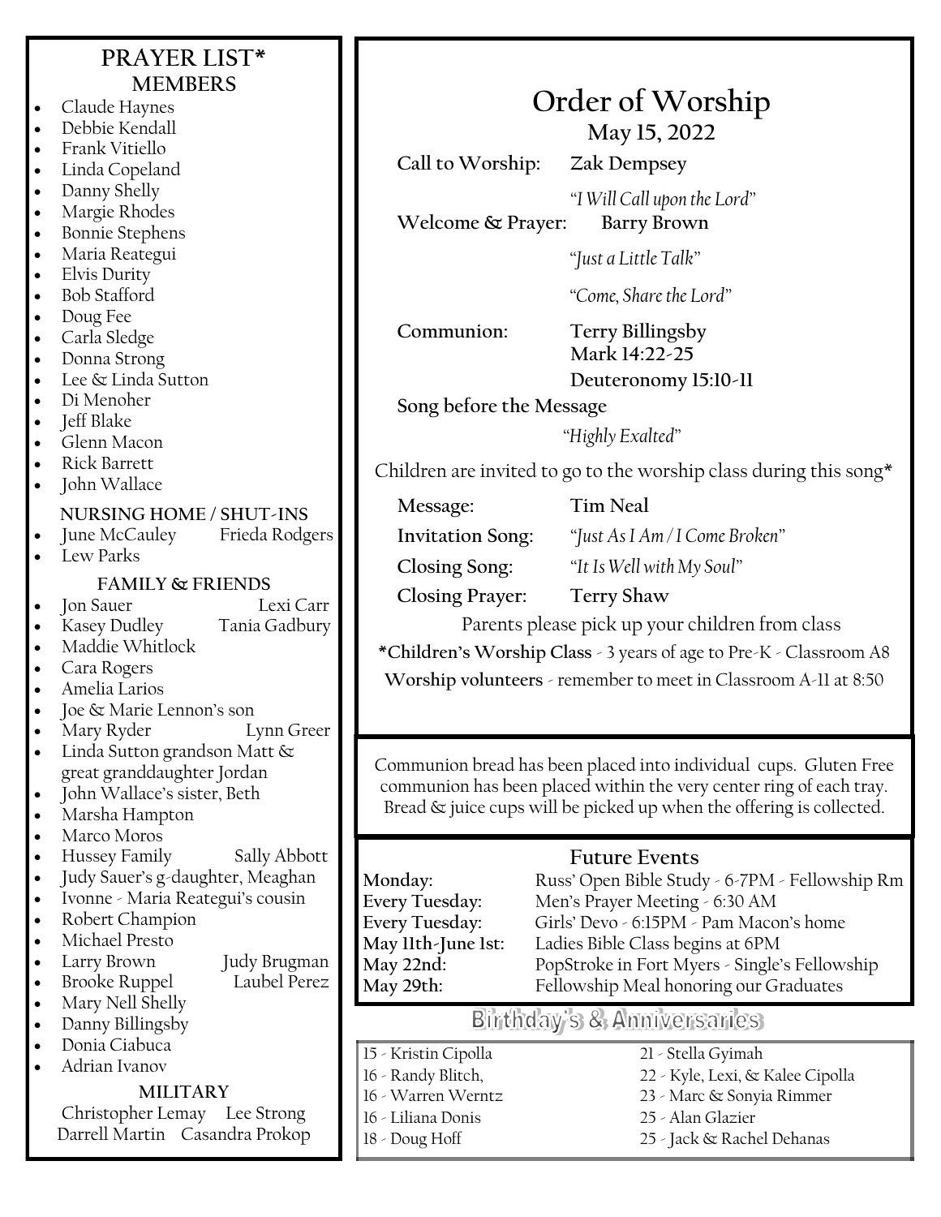## PRAYER LIST*

### MEMBERS

- Claude Haynes
- Debbie Kendall
- Frank Vitiello
- Linda Copeland
- Danny Shelly
- Margie Rhodes
- Bonnie Stephens
- Maria Reategui
- Elvis Durity
- Bob Stafford
- Doug Fee
- Carla Sledge
- Donna Strong
- Lee & Linda Sutton
- Di Menoher
- Jeff Blake
- Glenn Macon
- Rick Barrett
- John Wallace

### NURSING HOME / SHUT-INS

- June McCauley    Frieda Rodgers
- Lew Parks

### FAMILY & FRIENDS

- Jon Sauer    Lexi Carr
- Kasey Dudley    Tania Gadbury
- Maddie Whitlock
- Cara Rogers
- Amelia Larios
- Joe & Marie Lennon's son
- Mary Ryder    Lynn Greer
- Linda Sutton grandson Matt & great granddaughter Jordan
- John Wallace's sister, Beth
- Marsha Hampton
- Marco Moros
- Hussey Family    Sally Abbott
- Judy Sauer's g-daughter, Meaghan
- Ivonne - Maria Reategui's cousin
- Robert Champion
- Michael Presto
- Larry Brown    Judy Brugman
- Brooke Ruppel    Laubel Perez
- Mary Nell Shelly
- Danny Billingsby
- Donia Ciabuca
- Adrian Ivanov

### MILITARY

Christopher Lemay    Lee Strong
Darrell Martin    Casandra Prokop

# Order of Worship

**May 15, 2022**

**Call to Worship:** **Zak Dempsey**

*"I Will Call upon the Lord"*

**Welcome & Prayer:** **Barry Brown**

*"Just a Little Talk"*

*"Come, Share the Lord"*

**Communion:** **Terry Billingsby**
**Mark 14:22-25**
**Deuteronomy 15:10-11**

**Song before the Message**

*"Highly Exalted"*

Children are invited to go to the worship class during this song*

**Message:** **Tim Neal**

**Invitation Song:** *"Just As I Am / I Come Broken"*

**Closing Song:** *"It Is Well with My Soul"*

**Closing Prayer:** **Terry Shaw**

Parents please pick up your children from class

***Children's Worship Class** - 3 years of age to Pre-K - Classroom A8

**Worship volunteers** - remember to meet in Classroom A-11 at 8:50

Communion bread has been placed into individual cups. Gluten Free communion has been placed within the very center ring of each tray. Bread & juice cups will be picked up when the offering is collected.

## Future Events

| | |
|---|---|
| **Monday:** | Russ' Open Bible Study - 6-7PM - Fellowship Rm |
| **Every Tuesday:** | Men's Prayer Meeting - 6:30 AM |
| **Every Tuesday:** | Girls' Devo - 6:15PM - Pam Macon's home |
| **May 11th-June 1st:** | Ladies Bible Class begins at 6PM |
| **May 22nd:** | PopStroke in Fort Myers - Single's Fellowship |
| **May 29th:** | Fellowship Meal honoring our Graduates |

## Birthday's & Anniversaries

| | |
|---|---|
| 15 - Kristin Cipolla | 21 - Stella Gyimah |
| 16 - Randy Blitch, | 22 - Kyle, Lexi, & Kalee Cipolla |
| 16 - Warren Werntz | 23 - Marc & Sonyia Rimmer |
| 16 - Liliana Donis | 25 - Alan Glazier |
| 18 - Doug Hoff | 25 - Jack & Rachel Dehanas |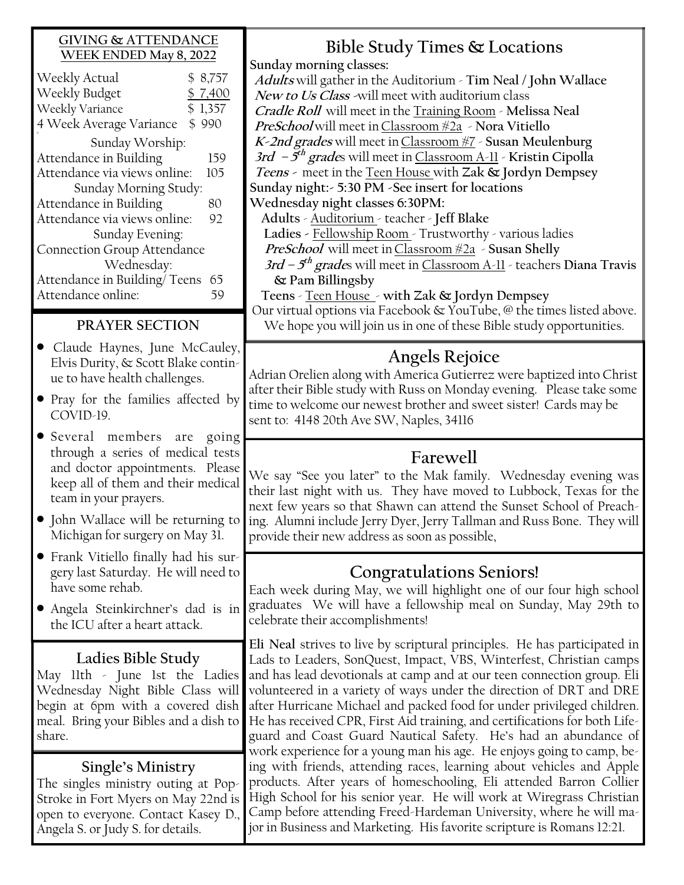## GIVING & ATTENDANCE WEEK ENDED May 8, 2022

| | |
|---|---|
| Weekly Actual | $ 8,757 |
| Weekly Budget | $ 7,400 |
| Weekly Variance | $ 1,357 |
| 4 Week Average Variance | $ 990 |
| **Sunday Worship:** | |
| Attendance in Building | 159 |
| Attendance via views online: | 105 |
| **Sunday Morning Study:** | |
| Attendance in Building | 80 |
| Attendance via views online: | 92 |
| **Sunday Evening:** | |
| Connection Group Attendance | |
| **Wednesday:** | |
| Attendance in Building/ Teens | 65 |
| Attendance online: | 59 |

## PRAYER SECTION

- Claude Haynes, June McCauley, Elvis Durity, & Scott Blake continue to have health challenges.
- Pray for the families affected by COVID-19.
- Several members are going through a series of medical tests and doctor appointments. Please keep all of them and their medical team in your prayers.
- John Wallace will be returning to Michigan for surgery on May 31.
- Frank Vitiello finally had his surgery last Saturday. He will need to have some rehab.
- Angela Steinkirchner's dad is in the ICU after a heart attack.

## Ladies Bible Study

May 11th - June 1st the Ladies Wednesday Night Bible Class will begin at 6pm with a covered dish meal. Bring your Bibles and a dish to share.

## Single's Ministry

The singles ministry outing at Pop-Stroke in Fort Myers on May 22nd is open to everyone. Contact Kasey D., Angela S. or Judy S. for details.

## Bible Study Times & Locations

**Sunday morning classes:**

***Adults*** will gather in the Auditorium - **Tim Neal / John Wallace**
***New to Us Class*** -will meet with auditorium class
***Cradle Roll*** will meet in the Training Room - **Melissa Neal**
***PreSchool*** will meet in Classroom #2a - **Nora Vitiello**
***K-2nd grades*** will meet in Classroom #7 - **Susan Meulenburg**
***3rd – 5th grades*** will meet in Classroom A-11 - **Kristin Cipolla**
***Teens*** - meet in the Teen House with **Zak & Jordyn Dempsey**

**Sunday night:- 5:30 PM -See insert for locations**

**Wednesday night classes 6:30PM:**

**Adults** - Auditorium - teacher - **Jeff Blake**
**Ladies** - Fellowship Room - Trustworthy - various ladies
***PreSchool*** will meet in Classroom #2a - **Susan Shelly**
***3rd – 5th grades*** will meet in Classroom A-11 - teachers **Diana Travis & Pam Billingsby**
**Teens** - Teen House - **with Zak & Jordyn Dempsey**

Our virtual options via Facebook & YouTube, @ the times listed above. We hope you will join us in one of these Bible study opportunities.

## Angels Rejoice

Adrian Orelien along with America Gutierrez were baptized into Christ after their Bible study with Russ on Monday evening. Please take some time to welcome our newest brother and sweet sister! Cards may be sent to: 4148 20th Ave SW, Naples, 34116

## Farewell

We say "See you later" to the Mak family. Wednesday evening was their last night with us. They have moved to Lubbock, Texas for the next few years so that Shawn can attend the Sunset School of Preaching. Alumni include Jerry Dyer, Jerry Tallman and Russ Bone. They will provide their new address as soon as possible,

## Congratulations Seniors!

Each week during May, we will highlight one of our four high school graduates We will have a fellowship meal on Sunday, May 29th to celebrate their accomplishments!

**Eli Neal** strives to live by scriptural principles. He has participated in Lads to Leaders, SonQuest, Impact, VBS, Winterfest, Christian camps and has lead devotionals at camp and at our teen connection group. Eli volunteered in a variety of ways under the direction of DRT and DRE after Hurricane Michael and packed food for under privileged children. He has received CPR, First Aid training, and certifications for both Lifeguard and Coast Guard Nautical Safety. He's had an abundance of work experience for a young man his age. He enjoys going to camp, being with friends, attending races, learning about vehicles and Apple products. After years of homeschooling, Eli attended Barron Collier High School for his senior year. He will work at Wiregrass Christian Camp before attending Freed-Hardeman University, where he will major in Business and Marketing. His favorite scripture is Romans 12:21.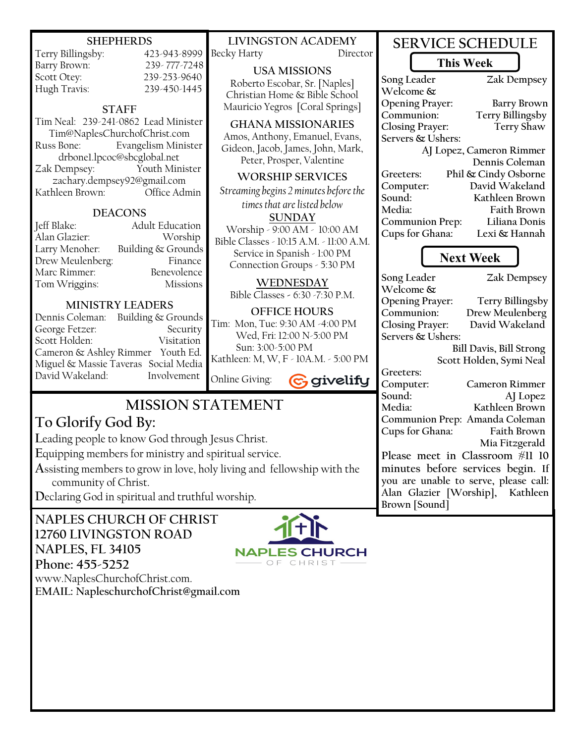## SHEPHERDS

| | |
|---|---|
| Terry Billingsby: | 423-943-8999 |
| Barry Brown: | 239- 777-7248 |
| Scott Otey: | 239-253-9640 |
| Hugh Travis: | 239-450-1445 |

## STAFF

Tim Neal: 239-241-0862 Lead Minister
Tim@NaplesChurchofChrist.com
Russ Bone: Evangelism Minister
drbone1.lpcoc@sbcglobal.net
Zak Dempsey: Youth Minister
zachary.dempsey92@gmail.com
Kathleen Brown: Office Admin

## DEACONS

| | |
|---|---|
| Jeff Blake: | Adult Education |
| Alan Glazier: | Worship |
| Larry Menoher: | Building & Grounds |
| Drew Meulenberg: | Finance |
| Marc Rimmer: | Benevolence |
| Tom Wriggins: | Missions |

## MINISTRY LEADERS

| | |
|---|---|
| Dennis Coleman: | Building & Grounds |
| George Fetzer: | Security |
| Scott Holden: | Visitation |
| Cameron & Ashley Rimmer | Youth Ed. |
| Miguel & Massie Taveras | Social Media |
| David Wakeland: | Involvement |

## LIVINGSTON ACADEMY

Becky Harty Director

## USA MISSIONS

Roberto Escobar, Sr. [Naples]
Christian Home & Bible School
Mauricio Yegros [Coral Springs]

## GHANA MISSIONARIES

Amos, Anthony, Emanuel, Evans, Gideon, Jacob, James, John, Mark, Peter, Prosper, Valentine

## WORSHIP SERVICES

*Streaming begins 2 minutes before the times that are listed below*

**SUNDAY**

Worship - 9:00 AM - 10:00 AM
Bible Classes - 10:15 A.M. - 11:00 A.M.
Service in Spanish - 1:00 PM
Connection Groups - 5:30 PM

**WEDNESDAY**

Bible Classes - 6:30 -7:30 P.M.

## OFFICE HOURS

Tim: Mon, Tue: 9:30 AM -4:00 PM
Wed, Fri: 12:00 N-5:00 PM
Sun: 3:00-5:00 PM
Kathleen: M, W, F - 10A.M. - 5:00 PM

Online Giving: givelify

## SERVICE SCHEDULE

### This Week

| | |
|---|---|
| Song Leader | Zak Dempsey |
| Welcome & Opening Prayer: | Barry Brown |
| Communion: | Terry Billingsby |
| Closing Prayer: | Terry Shaw |
| Servers & Ushers: | AJ Lopez, Cameron Rimmer, Dennis Coleman |
| Greeters: | Phil & Cindy Osborne |
| Computer: | David Wakeland |
| Sound: | Kathleen Brown |
| Media: | Faith Brown |
| Communion Prep: | Liliana Donis |
| Cups for Ghana: | Lexi & Hannah |

### Next Week

| | |
|---|---|
| Song Leader | Zak Dempsey |
| Welcome & Opening Prayer: | Terry Billingsby |
| Communion: | Drew Meulenberg |
| Closing Prayer: | David Wakeland |
| Servers & Ushers: | Bill Davis, Bill Strong, Scott Holden, Symi Neal |
| Greeters: | |
| Computer: | Cameron Rimmer |
| Sound: | AJ Lopez |
| Media: | Kathleen Brown |
| Communion Prep: | Amanda Coleman |
| Cups for Ghana: | Faith Brown, Mia Fitzgerald |

Please meet in Classroom #11 10 minutes before services begin. If you are unable to serve, please call: Alan Glazier [Worship], Kathleen Brown [Sound]

## MISSION STATEMENT

### To Glorify God By:

Leading people to know God through Jesus Christ.
Equipping members for ministry and spiritual service.
Assisting members to grow in love, holy living and fellowship with the community of Christ.
Declaring God in spiritual and truthful worship.

NAPLES CHURCH OF CHRIST
12760 LIVINGSTON ROAD
NAPLES, FL 34105
Phone: 455-5252
www.NaplesChurchofChrist.com.
EMAIL: NapleschurchofChrist@gmail.com

NAPLES CHURCH OF CHRIST